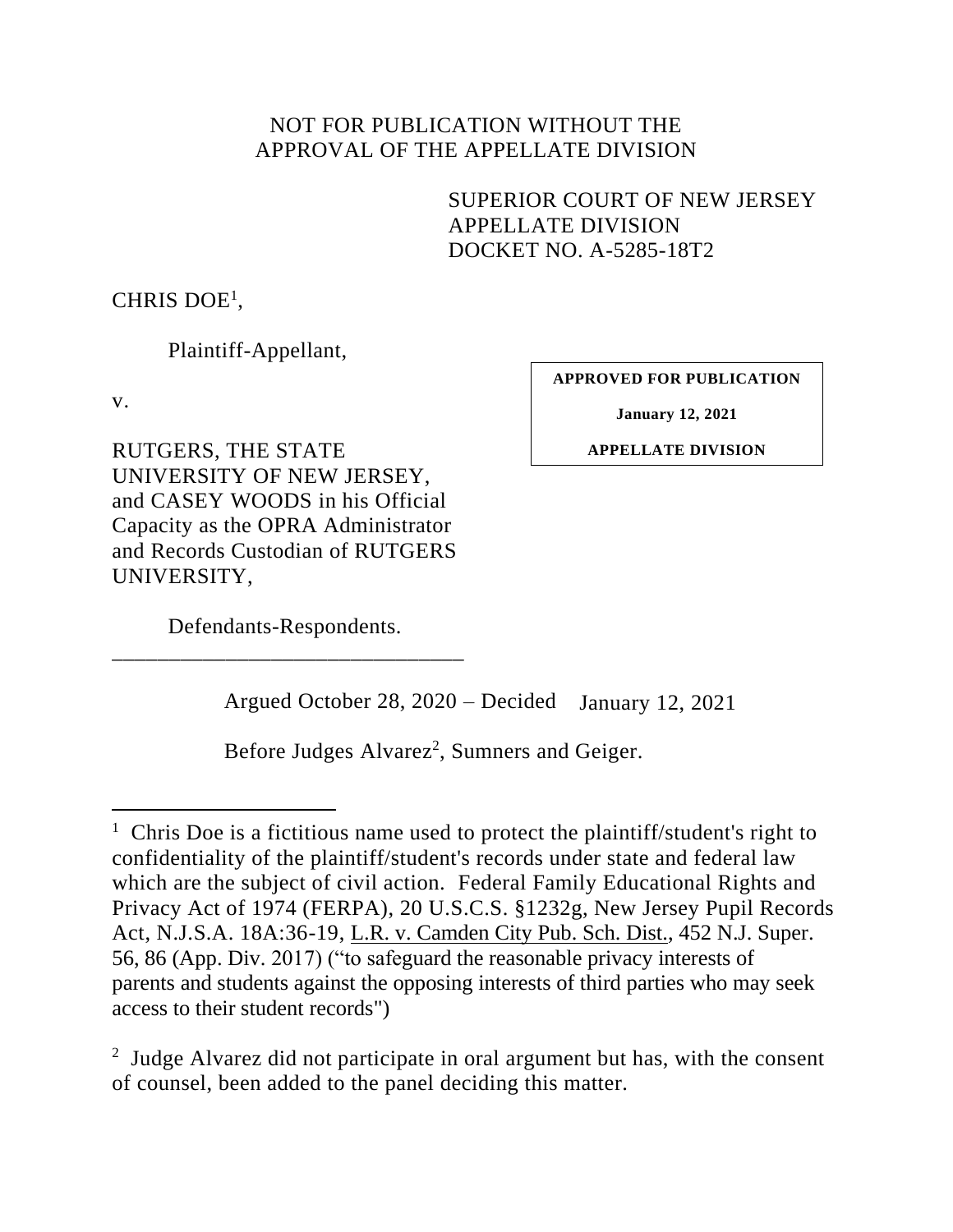NOT FOR PUBLICATION WITHOUT THE APPROVAL OF THE APPELLATE DIVISION

SUPERIOR COURT OF NEW JERSEY
APPELLATE DIVISION
DOCKET NO. A-5285-18T2

CHRIS DOE[1],

Plaintiff-Appellant,

v.

RUTGERS, THE STATE UNIVERSITY OF NEW JERSEY, and CASEY WOODS in his Official Capacity as the OPRA Administrator and Records Custodian of RUTGERS UNIVERSITY,

Defendants-Respondents.

**APPROVED FOR PUBLICATION**

**January 12, 2021**

**APPELLATE DIVISION**

_______________________________

Argued October 28, 2020 – Decided January 12, 2021

Before Judges Alvarez[2], Sumners and Geiger.

---

[1] Chris Doe is a fictitious name used to protect the plaintiff/student's right to confidentiality of the plaintiff/student's records under state and federal law which are the subject of civil action. Federal Family Educational Rights and Privacy Act of 1974 (FERPA), 20 U.S.C.S. §1232g, New Jersey Pupil Records Act, N.J.S.A. 18A:36-19, L.R. v. Camden City Pub. Sch. Dist., 452 N.J. Super. 56, 86 (App. Div. 2017) ("to safeguard the reasonable privacy interests of parents and students against the opposing interests of third parties who may seek access to their student records")

[2] Judge Alvarez did not participate in oral argument but has, with the consent of counsel, been added to the panel deciding this matter.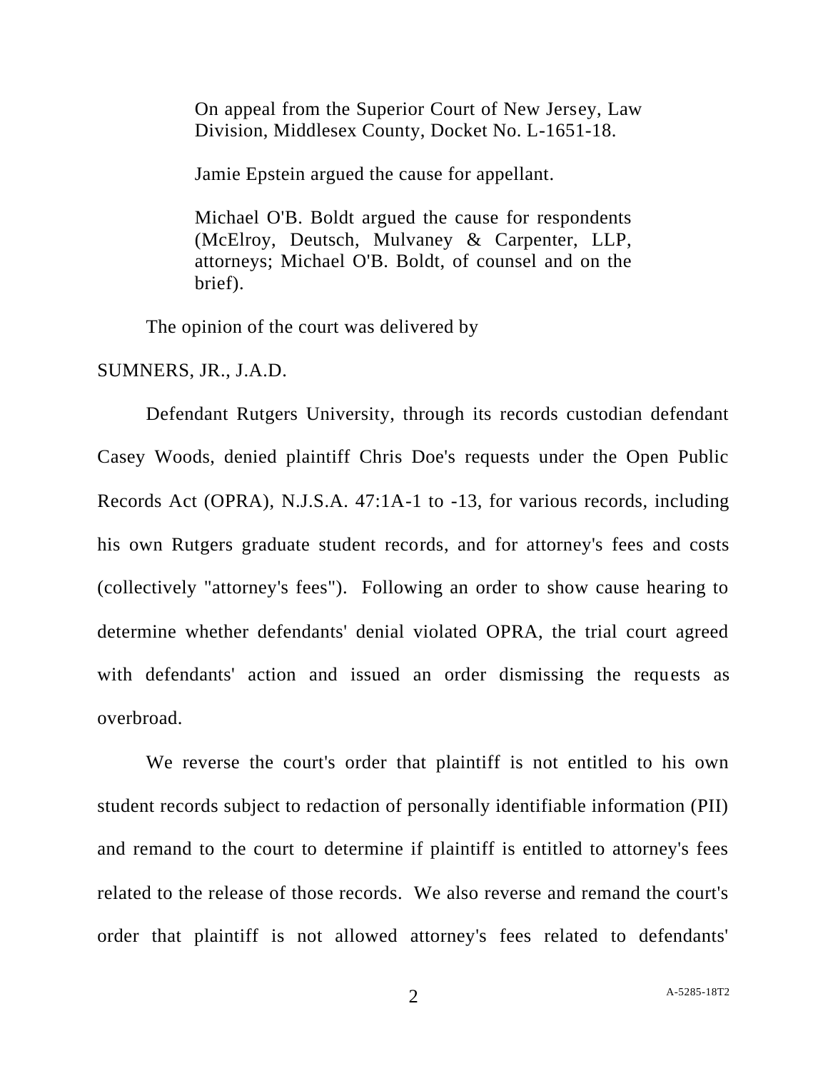On appeal from the Superior Court of New Jersey, Law Division, Middlesex County, Docket No. L-1651-18.

Jamie Epstein argued the cause for appellant.

Michael O'B. Boldt argued the cause for respondents (McElroy, Deutsch, Mulvaney & Carpenter, LLP, attorneys; Michael O'B. Boldt, of counsel and on the brief).

The opinion of the court was delivered by

SUMNERS, JR., J.A.D.

Defendant Rutgers University, through its records custodian defendant Casey Woods, denied plaintiff Chris Doe's requests under the Open Public Records Act (OPRA), N.J.S.A. 47:1A-1 to -13, for various records, including his own Rutgers graduate student records, and for attorney's fees and costs (collectively "attorney's fees"). Following an order to show cause hearing to determine whether defendants' denial violated OPRA, the trial court agreed with defendants' action and issued an order dismissing the requests as overbroad.

We reverse the court's order that plaintiff is not entitled to his own student records subject to redaction of personally identifiable information (PII) and remand to the court to determine if plaintiff is entitled to attorney's fees related to the release of those records. We also reverse and remand the court's order that plaintiff is not allowed attorney's fees related to defendants'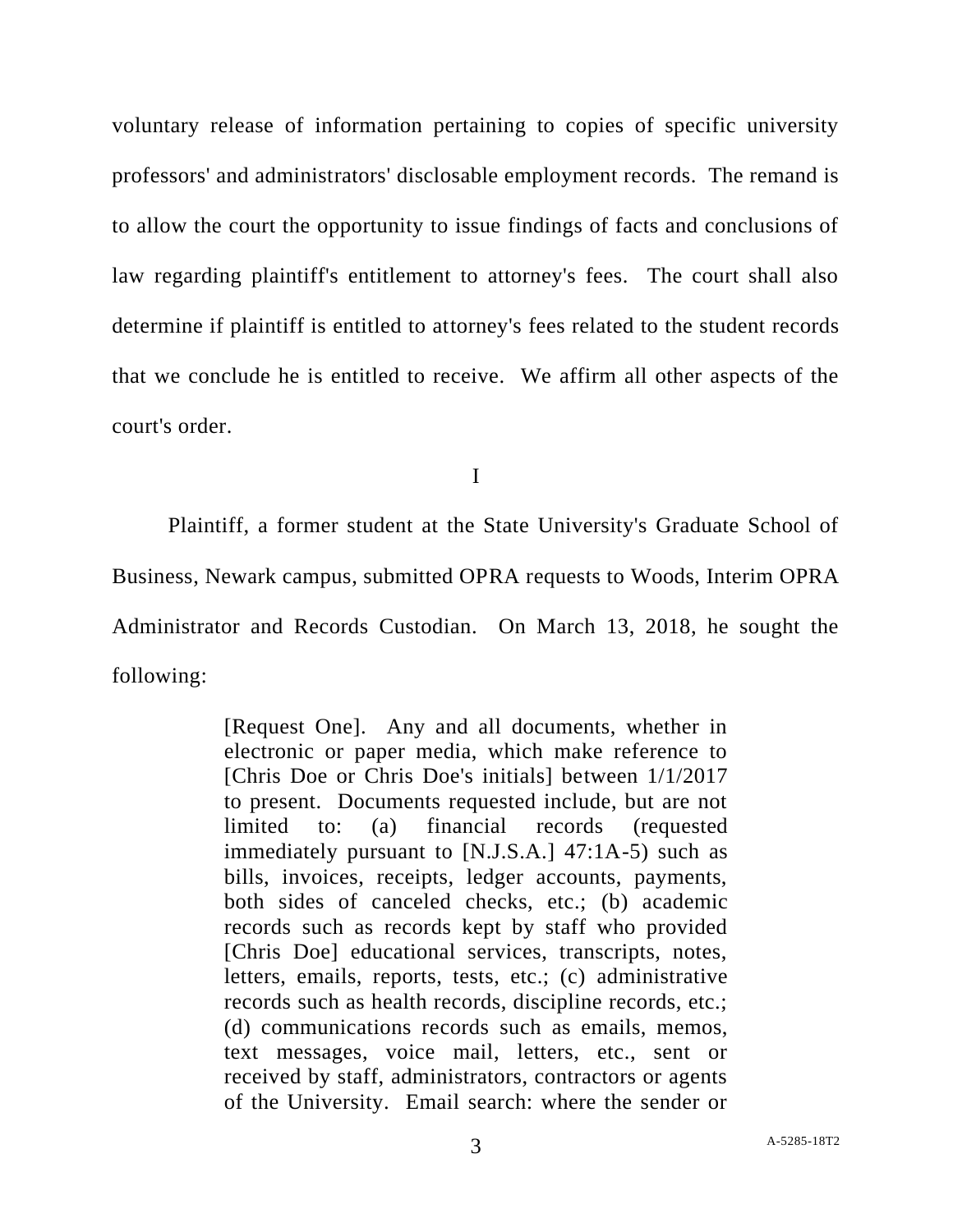voluntary release of information pertaining to copies of specific university professors' and administrators' disclosable employment records. The remand is to allow the court the opportunity to issue findings of facts and conclusions of law regarding plaintiff's entitlement to attorney's fees. The court shall also determine if plaintiff is entitled to attorney's fees related to the student records that we conclude he is entitled to receive. We affirm all other aspects of the court's order.

I

Plaintiff, a former student at the State University's Graduate School of Business, Newark campus, submitted OPRA requests to Woods, Interim OPRA Administrator and Records Custodian. On March 13, 2018, he sought the following:

> [Request One]. Any and all documents, whether in electronic or paper media, which make reference to [Chris Doe or Chris Doe's initials] between 1/1/2017 to present. Documents requested include, but are not limited to: (a) financial records (requested immediately pursuant to [N.J.S.A.] 47:1A-5) such as bills, invoices, receipts, ledger accounts, payments, both sides of canceled checks, etc.; (b) academic records such as records kept by staff who provided [Chris Doe] educational services, transcripts, notes, letters, emails, reports, tests, etc.; (c) administrative records such as health records, discipline records, etc.; (d) communications records such as emails, memos, text messages, voice mail, letters, etc., sent or received by staff, administrators, contractors or agents of the University. Email search: where the sender or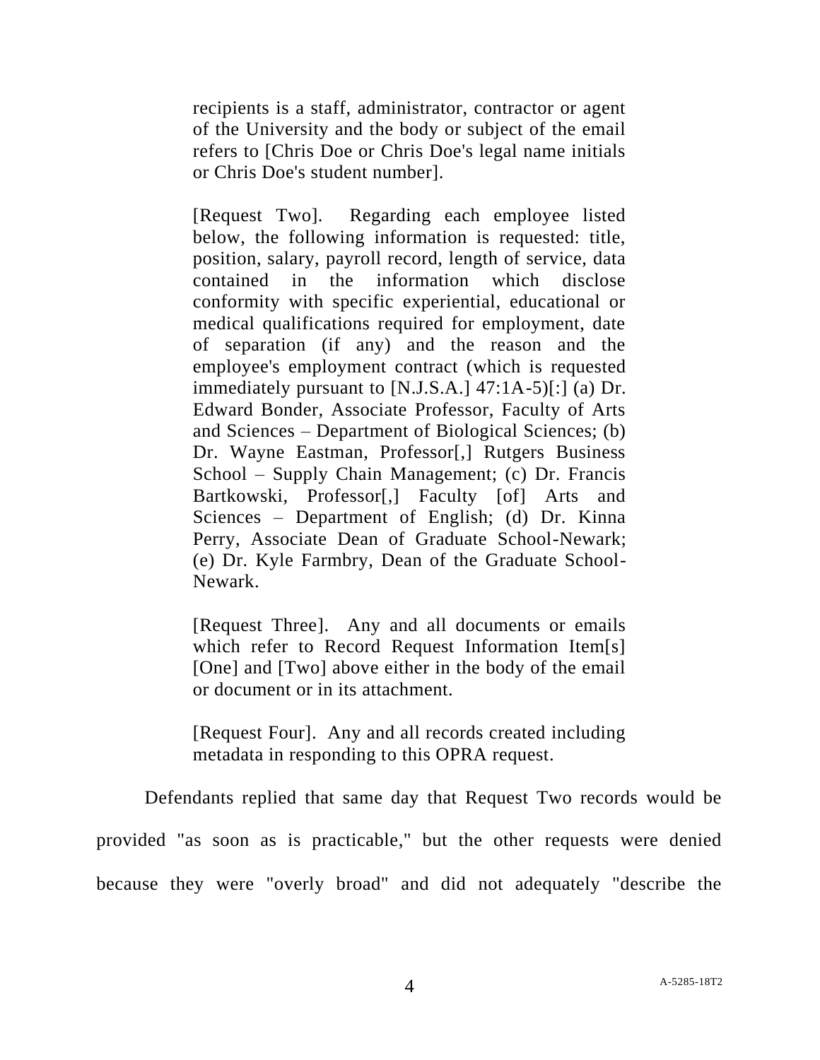> recipients is a staff, administrator, contractor or agent of the University and the body or subject of the email refers to [Chris Doe or Chris Doe's legal name initials or Chris Doe's student number].
>
> [Request Two]. Regarding each employee listed below, the following information is requested: title, position, salary, payroll record, length of service, data contained in the information which disclose conformity with specific experiential, educational or medical qualifications required for employment, date of separation (if any) and the reason and the employee's employment contract (which is requested immediately pursuant to [N.J.S.A.] 47:1A-5)[:] (a) Dr. Edward Bonder, Associate Professor, Faculty of Arts and Sciences – Department of Biological Sciences; (b) Dr. Wayne Eastman, Professor[,] Rutgers Business School – Supply Chain Management; (c) Dr. Francis Bartkowski, Professor[,] Faculty [of] Arts and Sciences – Department of English; (d) Dr. Kinna Perry, Associate Dean of Graduate School-Newark; (e) Dr. Kyle Farmbry, Dean of the Graduate School-Newark.
>
> [Request Three]. Any and all documents or emails which refer to Record Request Information Item[s] [One] and [Two] above either in the body of the email or document or in its attachment.
>
> [Request Four]. Any and all records created including metadata in responding to this OPRA request.

Defendants replied that same day that Request Two records would be provided "as soon as is practicable," but the other requests were denied because they were "overly broad" and did not adequately "describe the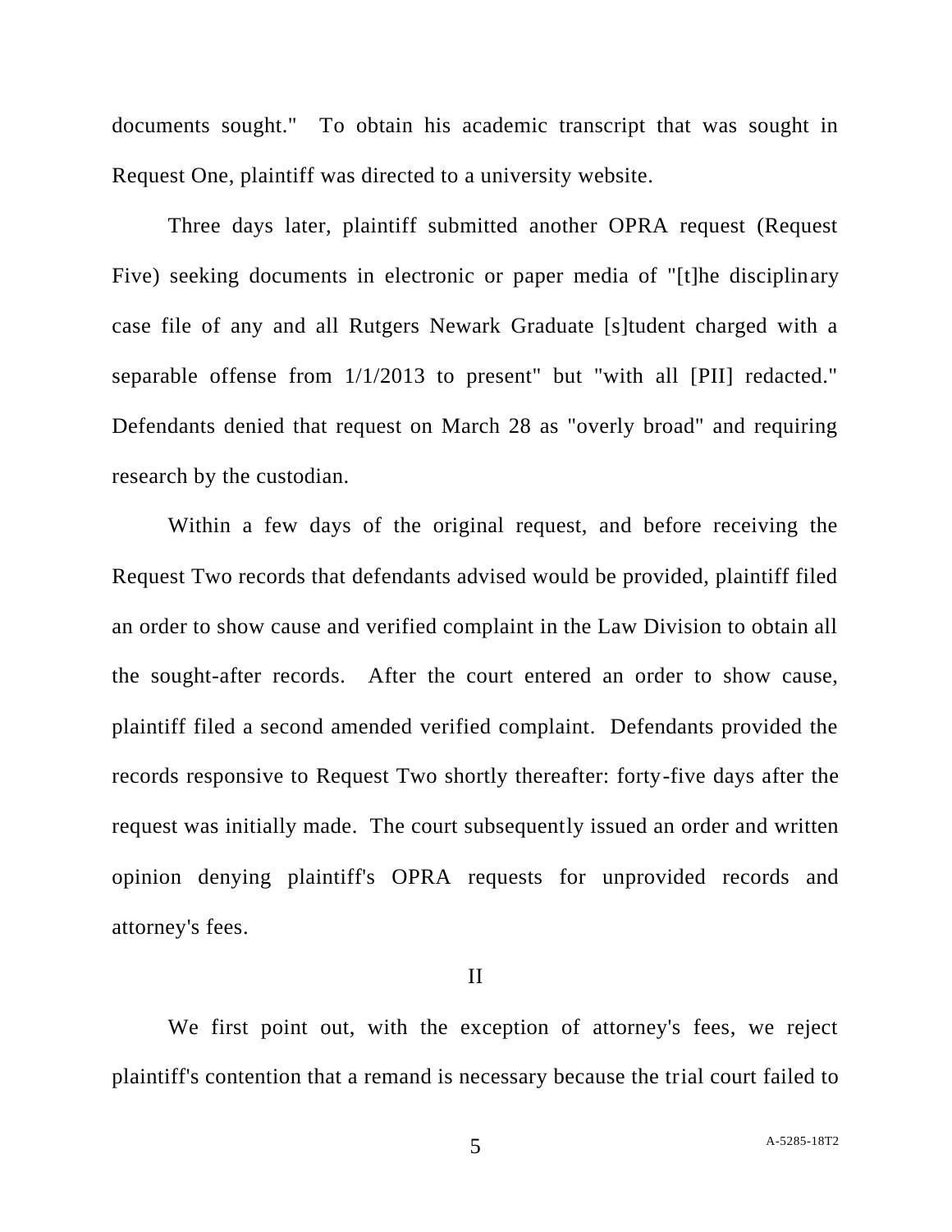documents sought." To obtain his academic transcript that was sought in Request One, plaintiff was directed to a university website.

Three days later, plaintiff submitted another OPRA request (Request Five) seeking documents in electronic or paper media of "[t]he disciplinary case file of any and all Rutgers Newark Graduate [s]tudent charged with a separable offense from 1/1/2013 to present" but "with all [PII] redacted." Defendants denied that request on March 28 as "overly broad" and requiring research by the custodian.

Within a few days of the original request, and before receiving the Request Two records that defendants advised would be provided, plaintiff filed an order to show cause and verified complaint in the Law Division to obtain all the sought-after records. After the court entered an order to show cause, plaintiff filed a second amended verified complaint. Defendants provided the records responsive to Request Two shortly thereafter: forty-five days after the request was initially made. The court subsequently issued an order and written opinion denying plaintiff's OPRA requests for unprovided records and attorney's fees.

## II

We first point out, with the exception of attorney's fees, we reject plaintiff's contention that a remand is necessary because the trial court failed to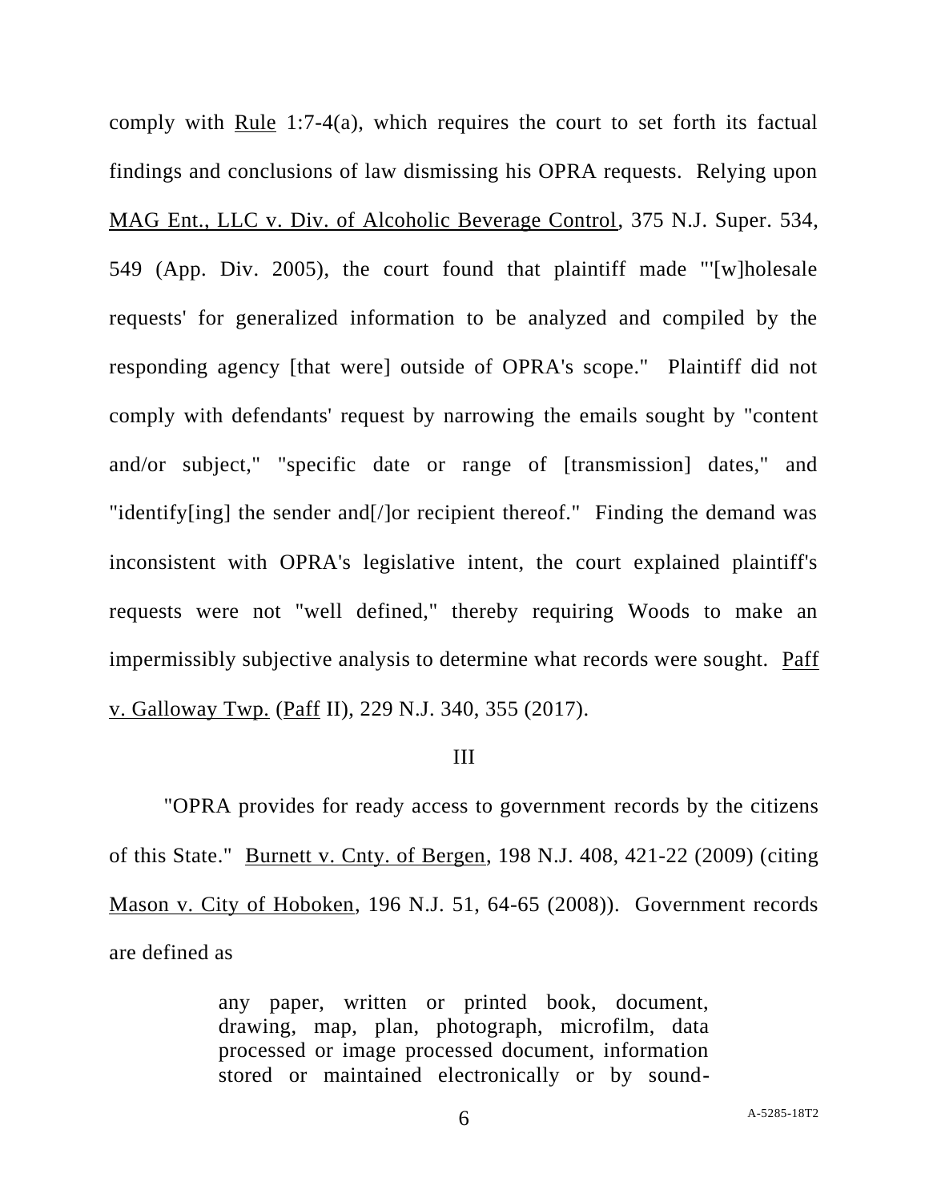comply with Rule 1:7-4(a), which requires the court to set forth its factual findings and conclusions of law dismissing his OPRA requests. Relying upon MAG Ent., LLC v. Div. of Alcoholic Beverage Control, 375 N.J. Super. 534, 549 (App. Div. 2005), the court found that plaintiff made "'[w]holesale requests' for generalized information to be analyzed and compiled by the responding agency [that were] outside of OPRA's scope." Plaintiff did not comply with defendants' request by narrowing the emails sought by "content and/or subject," "specific date or range of [transmission] dates," and "identify[ing] the sender and[/]or recipient thereof." Finding the demand was inconsistent with OPRA's legislative intent, the court explained plaintiff's requests were not "well defined," thereby requiring Woods to make an impermissibly subjective analysis to determine what records were sought. Paff v. Galloway Twp. (Paff II), 229 N.J. 340, 355 (2017).

III

"OPRA provides for ready access to government records by the citizens of this State." Burnett v. Cnty. of Bergen, 198 N.J. 408, 421-22 (2009) (citing Mason v. City of Hoboken, 196 N.J. 51, 64-65 (2008)). Government records are defined as

> any paper, written or printed book, document, drawing, map, plan, photograph, microfilm, data processed or image processed document, information stored or maintained electronically or by sound-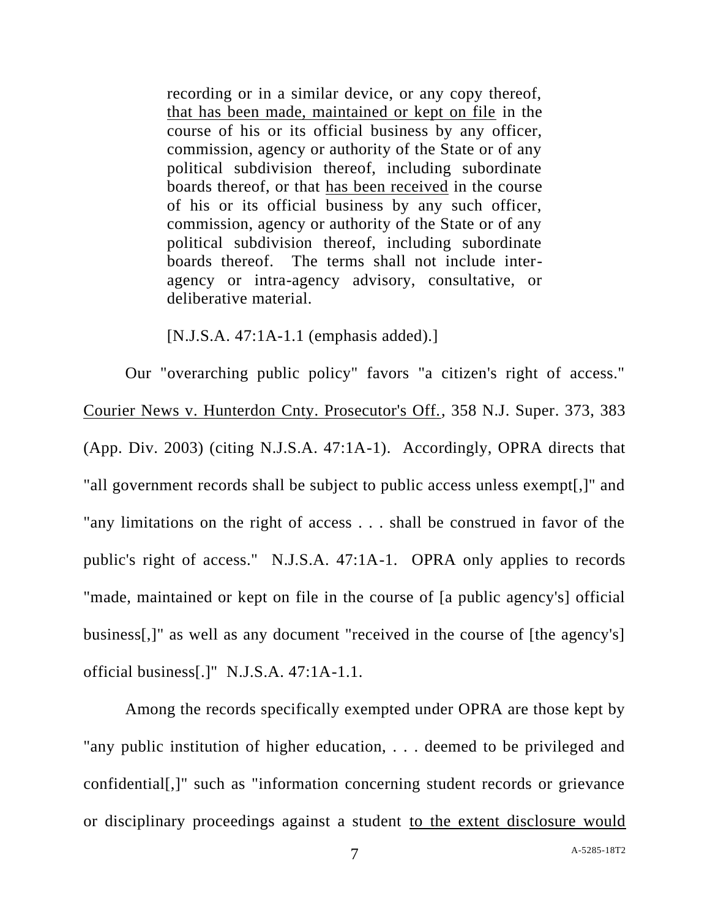> recording or in a similar device, or any copy thereof, <u>that has been made, maintained or kept on file</u> in the course of his or its official business by any officer, commission, agency or authority of the State or of any political subdivision thereof, including subordinate boards thereof, or that <u>has been received</u> in the course of his or its official business by any such officer, commission, agency or authority of the State or of any political subdivision thereof, including subordinate boards thereof. The terms shall not include inter-agency or intra-agency advisory, consultative, or deliberative material.
>
> [N.J.S.A. 47:1A-1.1 (emphasis added).]

Our "overarching public policy" favors "a citizen's right of access." <u>Courier News v. Hunterdon Cnty. Prosecutor's Off.</u>, 358 N.J. Super. 373, 383 (App. Div. 2003) (citing N.J.S.A. 47:1A-1). Accordingly, OPRA directs that "all government records shall be subject to public access unless exempt[,]" and "any limitations on the right of access . . . shall be construed in favor of the public's right of access." N.J.S.A. 47:1A-1. OPRA only applies to records "made, maintained or kept on file in the course of [a public agency's] official business[,]" as well as any document "received in the course of [the agency's] official business[.]" N.J.S.A. 47:1A-1.1.

Among the records specifically exempted under OPRA are those kept by "any public institution of higher education, . . . deemed to be privileged and confidential[,]" such as "information concerning student records or grievance or disciplinary proceedings against a student <u>to the extent disclosure would</u>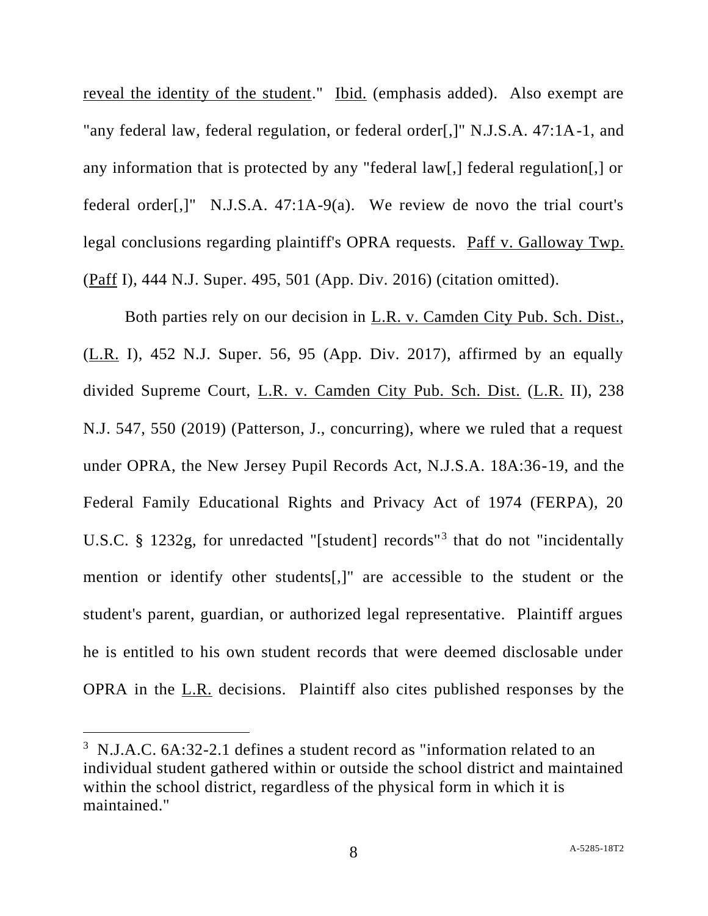reveal the identity of the student." Ibid. (emphasis added). Also exempt are "any federal law, federal regulation, or federal order[,]" N.J.S.A. 47:1A-1, and any information that is protected by any "federal law[,] federal regulation[,] or federal order[,]" N.J.S.A. 47:1A-9(a). We review de novo the trial court's legal conclusions regarding plaintiff's OPRA requests. Paff v. Galloway Twp. (Paff I), 444 N.J. Super. 495, 501 (App. Div. 2016) (citation omitted).

Both parties rely on our decision in L.R. v. Camden City Pub. Sch. Dist., (L.R. I), 452 N.J. Super. 56, 95 (App. Div. 2017), affirmed by an equally divided Supreme Court, L.R. v. Camden City Pub. Sch. Dist. (L.R. II), 238 N.J. 547, 550 (2019) (Patterson, J., concurring), where we ruled that a request under OPRA, the New Jersey Pupil Records Act, N.J.S.A. 18A:36-19, and the Federal Family Educational Rights and Privacy Act of 1974 (FERPA), 20 U.S.C. § 1232g, for unredacted "[student] records"[3] that do not "incidentally mention or identify other students[,]" are accessible to the student or the student's parent, guardian, or authorized legal representative. Plaintiff argues he is entitled to his own student records that were deemed disclosable under OPRA in the L.R. decisions. Plaintiff also cites published responses by the

[3] N.J.A.C. 6A:32-2.1 defines a student record as "information related to an individual student gathered within or outside the school district and maintained within the school district, regardless of the physical form in which it is maintained."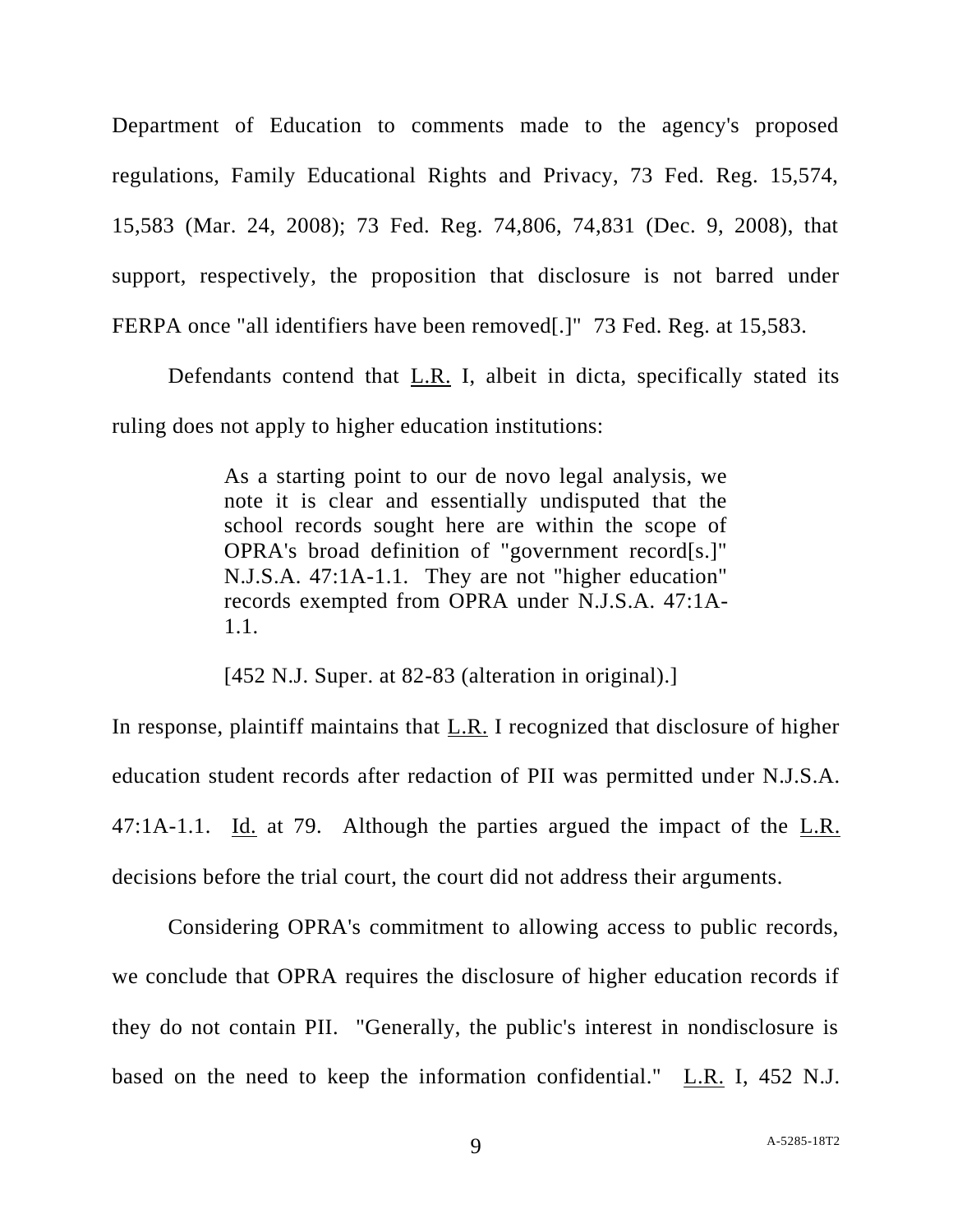Department of Education to comments made to the agency's proposed regulations, Family Educational Rights and Privacy, 73 Fed. Reg. 15,574, 15,583 (Mar. 24, 2008); 73 Fed. Reg. 74,806, 74,831 (Dec. 9, 2008), that support, respectively, the proposition that disclosure is not barred under FERPA once "all identifiers have been removed[.]" 73 Fed. Reg. at 15,583.

Defendants contend that L.R. I, albeit in dicta, specifically stated its ruling does not apply to higher education institutions:

> As a starting point to our de novo legal analysis, we note it is clear and essentially undisputed that the school records sought here are within the scope of OPRA's broad definition of "government record[s.]" N.J.S.A. 47:1A-1.1. They are not "higher education" records exempted from OPRA under N.J.S.A. 47:1A-1.1.
>
> [452 N.J. Super. at 82-83 (alteration in original).]

In response, plaintiff maintains that L.R. I recognized that disclosure of higher education student records after redaction of PII was permitted under N.J.S.A. 47:1A-1.1. Id. at 79. Although the parties argued the impact of the L.R. decisions before the trial court, the court did not address their arguments.

Considering OPRA's commitment to allowing access to public records, we conclude that OPRA requires the disclosure of higher education records if they do not contain PII. "Generally, the public's interest in nondisclosure is based on the need to keep the information confidential." L.R. I, 452 N.J.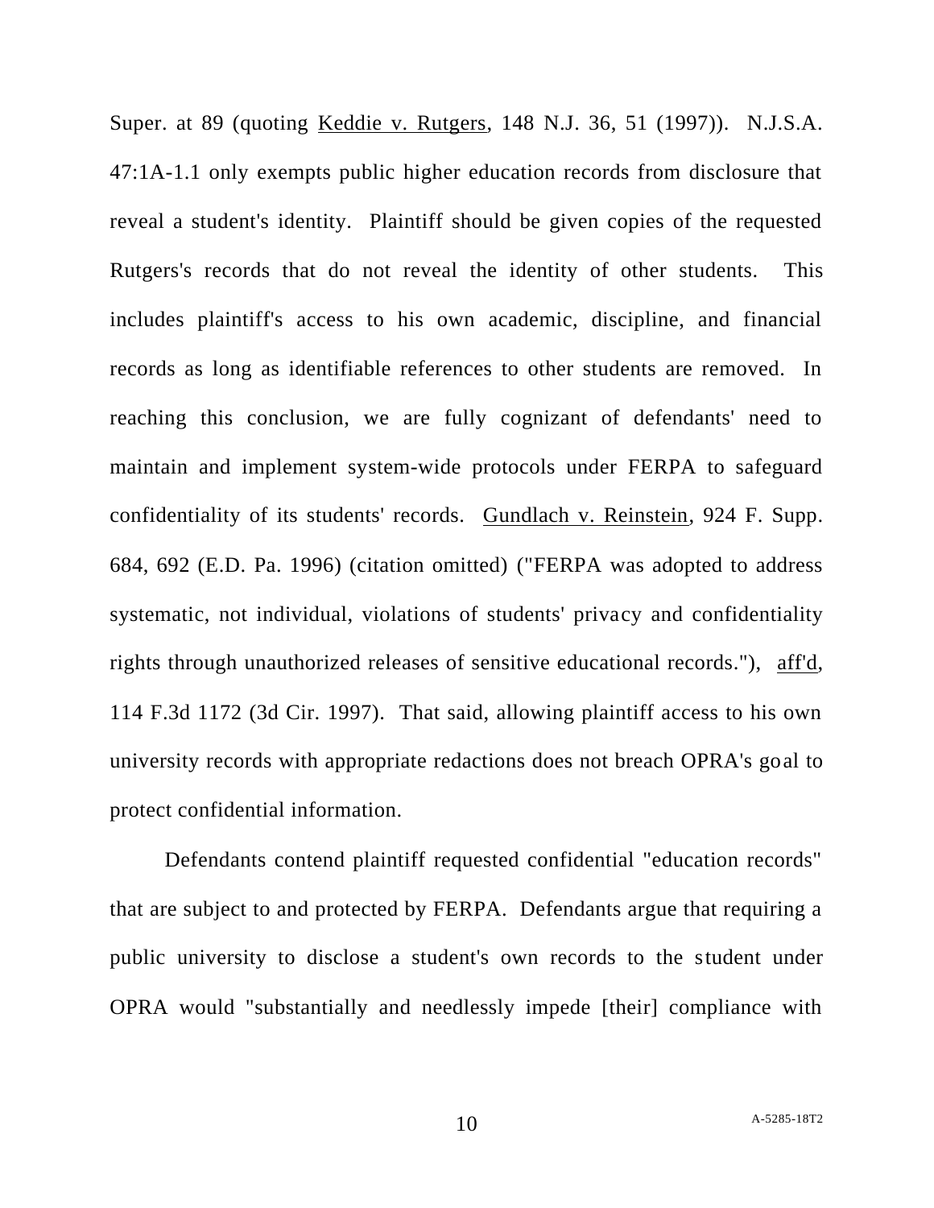Super. at 89 (quoting Keddie v. Rutgers, 148 N.J. 36, 51 (1997)). N.J.S.A. 47:1A-1.1 only exempts public higher education records from disclosure that reveal a student's identity. Plaintiff should be given copies of the requested Rutgers's records that do not reveal the identity of other students. This includes plaintiff's access to his own academic, discipline, and financial records as long as identifiable references to other students are removed. In reaching this conclusion, we are fully cognizant of defendants' need to maintain and implement system-wide protocols under FERPA to safeguard confidentiality of its students' records. Gundlach v. Reinstein, 924 F. Supp. 684, 692 (E.D. Pa. 1996) (citation omitted) ("FERPA was adopted to address systematic, not individual, violations of students' privacy and confidentiality rights through unauthorized releases of sensitive educational records."), aff'd, 114 F.3d 1172 (3d Cir. 1997). That said, allowing plaintiff access to his own university records with appropriate redactions does not breach OPRA's goal to protect confidential information.

Defendants contend plaintiff requested confidential "education records" that are subject to and protected by FERPA. Defendants argue that requiring a public university to disclose a student's own records to the student under OPRA would "substantially and needlessly impede [their] compliance with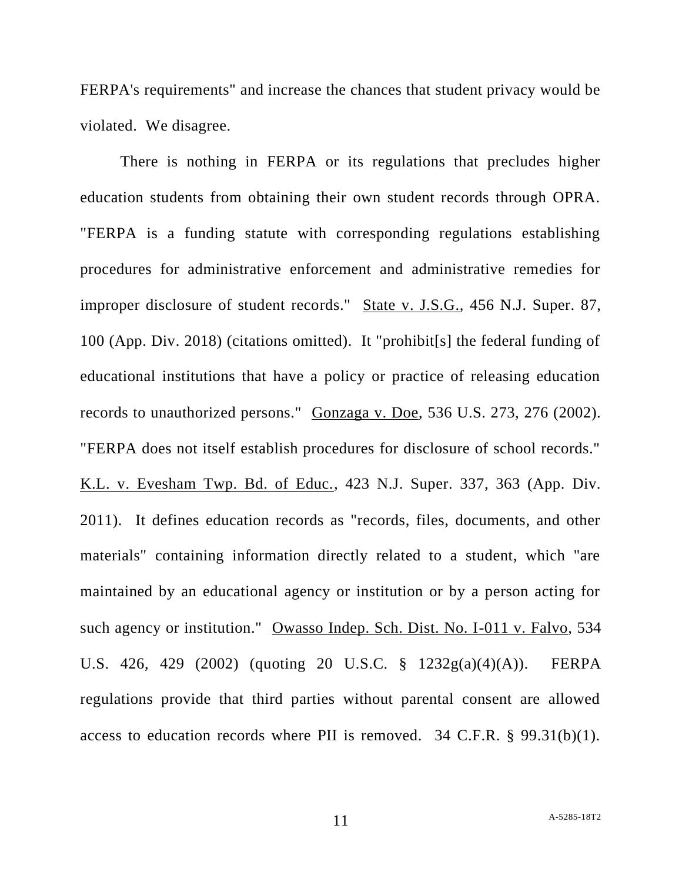FERPA's requirements" and increase the chances that student privacy would be violated. We disagree.

There is nothing in FERPA or its regulations that precludes higher education students from obtaining their own student records through OPRA. "FERPA is a funding statute with corresponding regulations establishing procedures for administrative enforcement and administrative remedies for improper disclosure of student records." State v. J.S.G., 456 N.J. Super. 87, 100 (App. Div. 2018) (citations omitted). It "prohibit[s] the federal funding of educational institutions that have a policy or practice of releasing education records to unauthorized persons." Gonzaga v. Doe, 536 U.S. 273, 276 (2002). "FERPA does not itself establish procedures for disclosure of school records." K.L. v. Evesham Twp. Bd. of Educ., 423 N.J. Super. 337, 363 (App. Div. 2011). It defines education records as "records, files, documents, and other materials" containing information directly related to a student, which "are maintained by an educational agency or institution or by a person acting for such agency or institution." Owasso Indep. Sch. Dist. No. I-011 v. Falvo, 534 U.S. 426, 429 (2002) (quoting 20 U.S.C. § 1232g(a)(4)(A)). FERPA regulations provide that third parties without parental consent are allowed access to education records where PII is removed. 34 C.F.R. § 99.31(b)(1).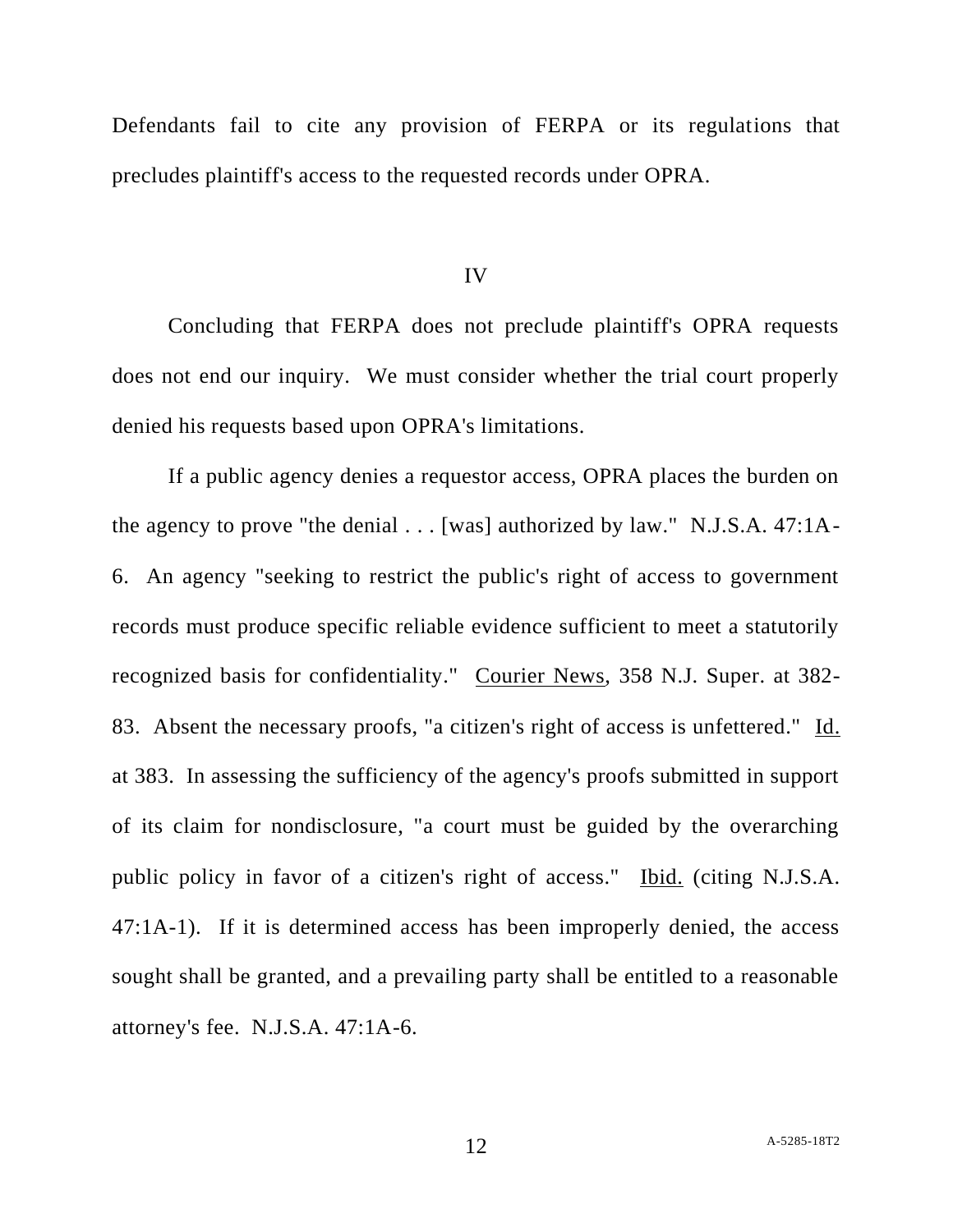Defendants fail to cite any provision of FERPA or its regulations that precludes plaintiff's access to the requested records under OPRA.

IV

Concluding that FERPA does not preclude plaintiff's OPRA requests does not end our inquiry. We must consider whether the trial court properly denied his requests based upon OPRA's limitations.

If a public agency denies a requestor access, OPRA places the burden on the agency to prove "the denial . . . [was] authorized by law." N.J.S.A. 47:1A-6. An agency "seeking to restrict the public's right of access to government records must produce specific reliable evidence sufficient to meet a statutorily recognized basis for confidentiality." Courier News, 358 N.J. Super. at 382-83. Absent the necessary proofs, "a citizen's right of access is unfettered." Id. at 383. In assessing the sufficiency of the agency's proofs submitted in support of its claim for nondisclosure, "a court must be guided by the overarching public policy in favor of a citizen's right of access." Ibid. (citing N.J.S.A. 47:1A-1). If it is determined access has been improperly denied, the access sought shall be granted, and a prevailing party shall be entitled to a reasonable attorney's fee. N.J.S.A. 47:1A-6.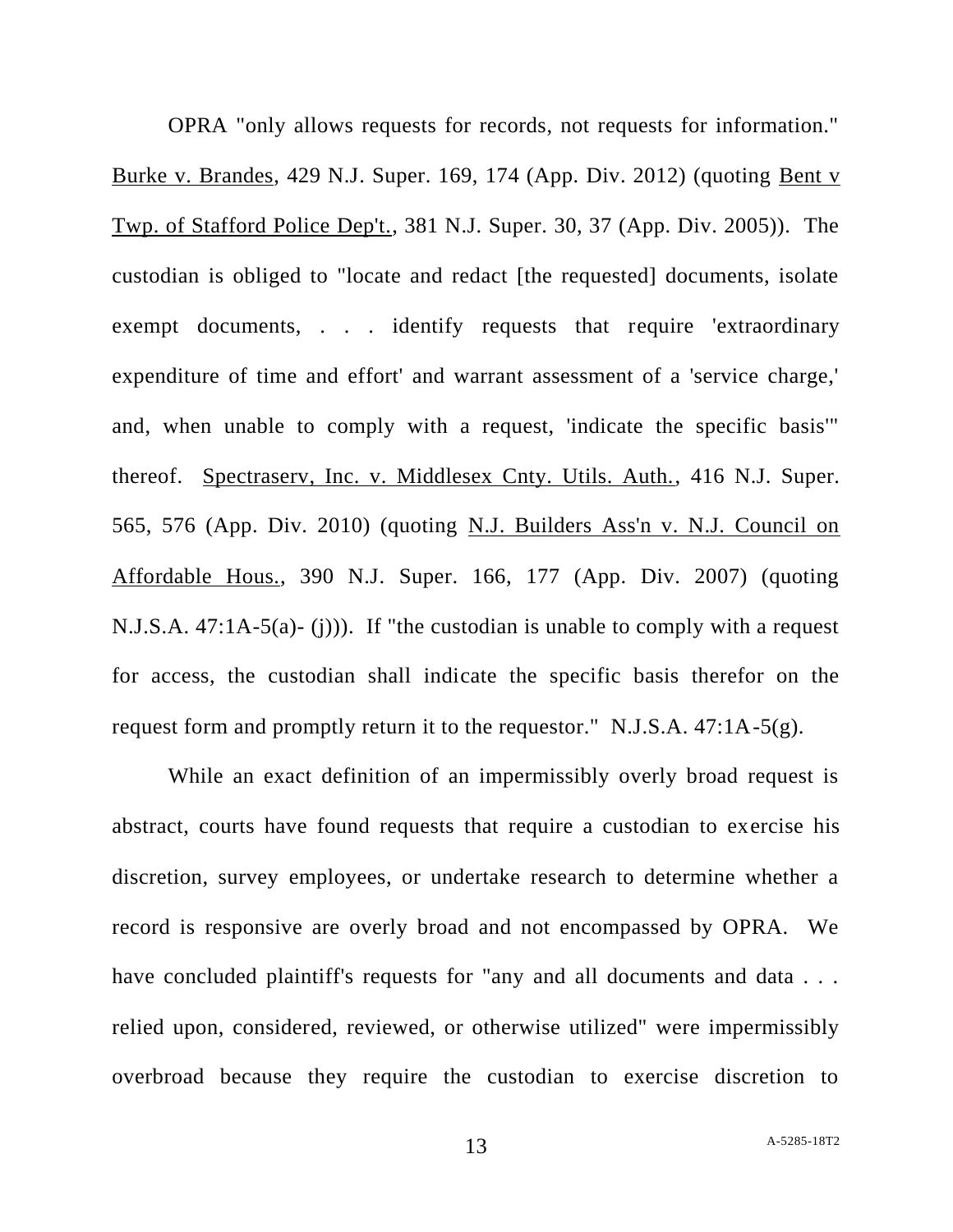OPRA "only allows requests for records, not requests for information." Burke v. Brandes, 429 N.J. Super. 169, 174 (App. Div. 2012) (quoting Bent v Twp. of Stafford Police Dep't., 381 N.J. Super. 30, 37 (App. Div. 2005)). The custodian is obliged to "locate and redact [the requested] documents, isolate exempt documents, . . . identify requests that require 'extraordinary expenditure of time and effort' and warrant assessment of a 'service charge,' and, when unable to comply with a request, 'indicate the specific basis'" thereof. Spectraserv, Inc. v. Middlesex Cnty. Utils. Auth., 416 N.J. Super. 565, 576 (App. Div. 2010) (quoting N.J. Builders Ass'n v. N.J. Council on Affordable Hous., 390 N.J. Super. 166, 177 (App. Div. 2007) (quoting N.J.S.A. 47:1A-5(a)- (j))). If "the custodian is unable to comply with a request for access, the custodian shall indicate the specific basis therefor on the request form and promptly return it to the requestor." N.J.S.A. 47:1A-5(g).

While an exact definition of an impermissibly overly broad request is abstract, courts have found requests that require a custodian to exercise his discretion, survey employees, or undertake research to determine whether a record is responsive are overly broad and not encompassed by OPRA. We have concluded plaintiff's requests for "any and all documents and data . . . relied upon, considered, reviewed, or otherwise utilized" were impermissibly overbroad because they require the custodian to exercise discretion to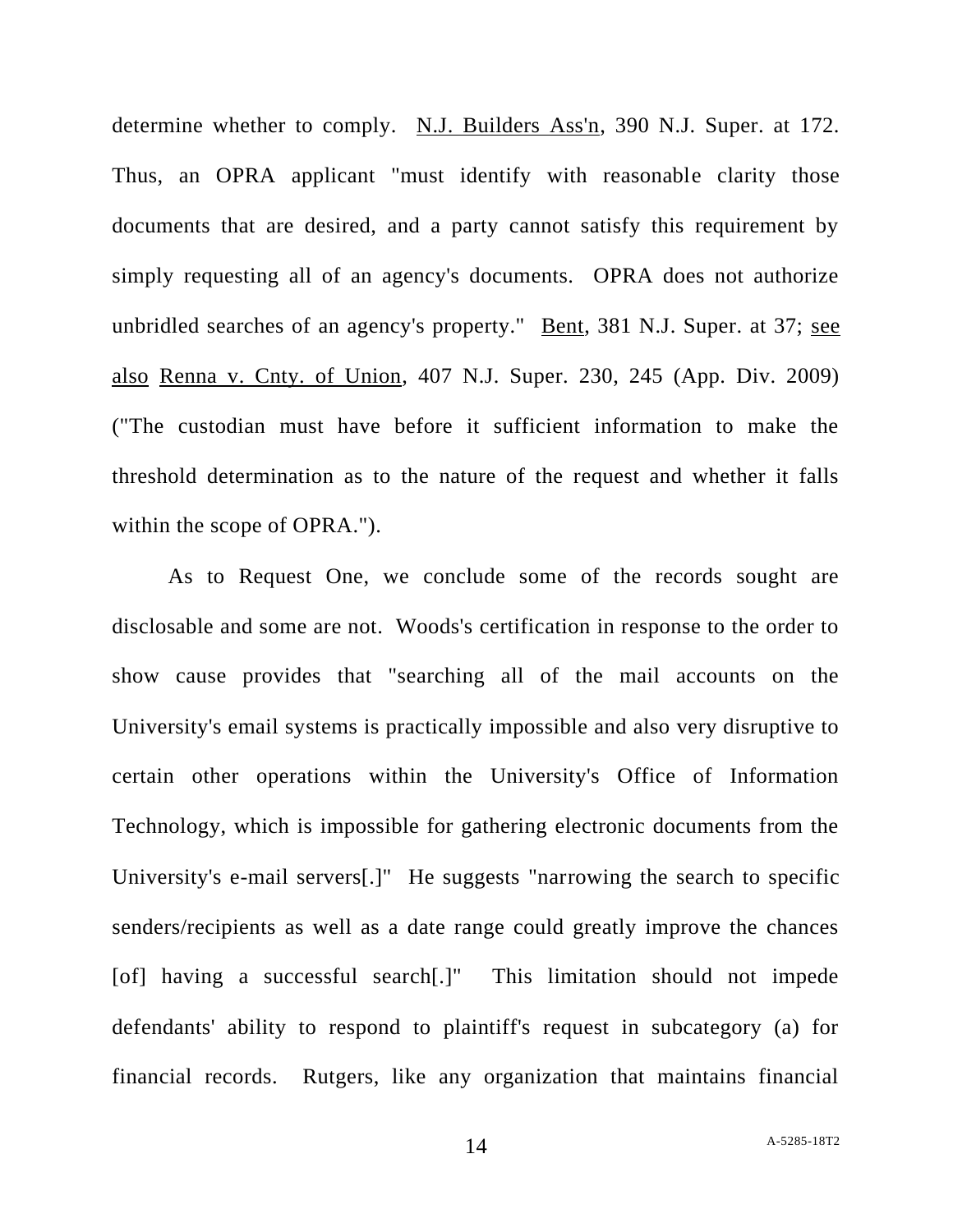determine whether to comply. N.J. Builders Ass'n, 390 N.J. Super. at 172. Thus, an OPRA applicant "must identify with reasonable clarity those documents that are desired, and a party cannot satisfy this requirement by simply requesting all of an agency's documents. OPRA does not authorize unbridled searches of an agency's property." Bent, 381 N.J. Super. at 37; see also Renna v. Cnty. of Union, 407 N.J. Super. 230, 245 (App. Div. 2009) ("The custodian must have before it sufficient information to make the threshold determination as to the nature of the request and whether it falls within the scope of OPRA.").

As to Request One, we conclude some of the records sought are disclosable and some are not. Woods's certification in response to the order to show cause provides that "searching all of the mail accounts on the University's email systems is practically impossible and also very disruptive to certain other operations within the University's Office of Information Technology, which is impossible for gathering electronic documents from the University's e-mail servers[.]" He suggests "narrowing the search to specific senders/recipients as well as a date range could greatly improve the chances [of] having a successful search[.]" This limitation should not impede defendants' ability to respond to plaintiff's request in subcategory (a) for financial records. Rutgers, like any organization that maintains financial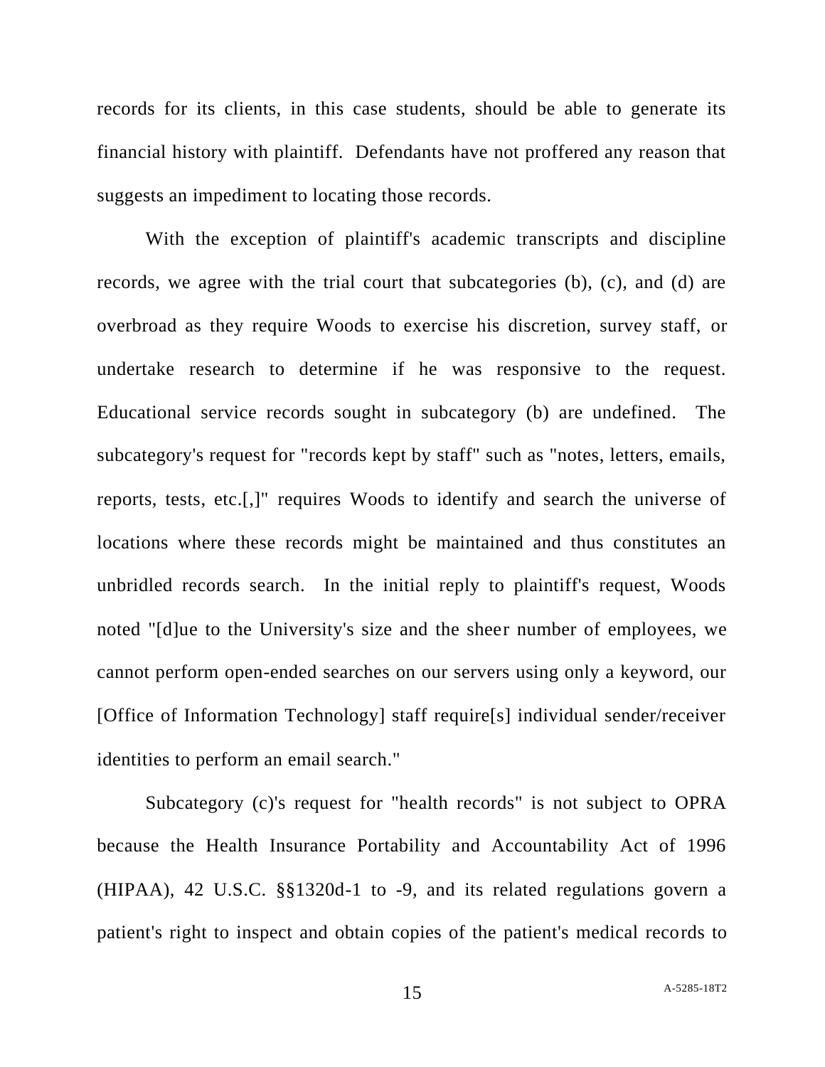records for its clients, in this case students, should be able to generate its financial history with plaintiff. Defendants have not proffered any reason that suggests an impediment to locating those records.

With the exception of plaintiff's academic transcripts and discipline records, we agree with the trial court that subcategories (b), (c), and (d) are overbroad as they require Woods to exercise his discretion, survey staff, or undertake research to determine if he was responsive to the request. Educational service records sought in subcategory (b) are undefined. The subcategory's request for "records kept by staff" such as "notes, letters, emails, reports, tests, etc.[,]" requires Woods to identify and search the universe of locations where these records might be maintained and thus constitutes an unbridled records search. In the initial reply to plaintiff's request, Woods noted "[d]ue to the University's size and the sheer number of employees, we cannot perform open-ended searches on our servers using only a keyword, our [Office of Information Technology] staff require[s] individual sender/receiver identities to perform an email search."

Subcategory (c)'s request for "health records" is not subject to OPRA because the Health Insurance Portability and Accountability Act of 1996 (HIPAA), 42 U.S.C. §§1320d-1 to -9, and its related regulations govern a patient's right to inspect and obtain copies of the patient's medical records to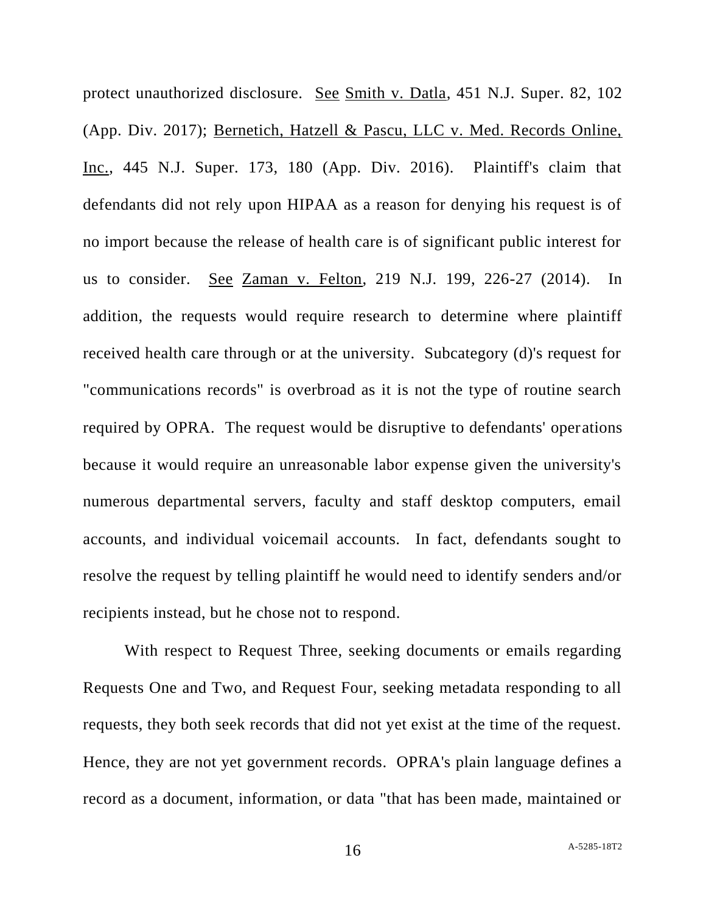protect unauthorized disclosure. See Smith v. Datla, 451 N.J. Super. 82, 102 (App. Div. 2017); Bernetich, Hatzell & Pascu, LLC v. Med. Records Online, Inc., 445 N.J. Super. 173, 180 (App. Div. 2016). Plaintiff's claim that defendants did not rely upon HIPAA as a reason for denying his request is of no import because the release of health care is of significant public interest for us to consider. See Zaman v. Felton, 219 N.J. 199, 226-27 (2014). In addition, the requests would require research to determine where plaintiff received health care through or at the university. Subcategory (d)'s request for "communications records" is overbroad as it is not the type of routine search required by OPRA. The request would be disruptive to defendants' operations because it would require an unreasonable labor expense given the university's numerous departmental servers, faculty and staff desktop computers, email accounts, and individual voicemail accounts. In fact, defendants sought to resolve the request by telling plaintiff he would need to identify senders and/or recipients instead, but he chose not to respond.

With respect to Request Three, seeking documents or emails regarding Requests One and Two, and Request Four, seeking metadata responding to all requests, they both seek records that did not yet exist at the time of the request. Hence, they are not yet government records. OPRA's plain language defines a record as a document, information, or data "that has been made, maintained or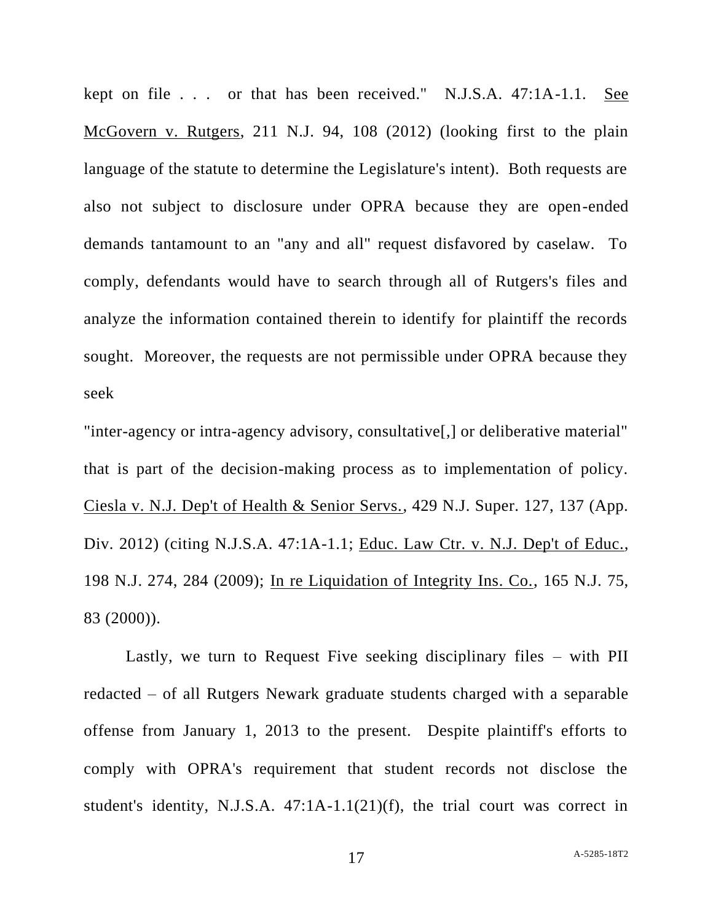kept on file . . . or that has been received." N.J.S.A. 47:1A-1.1. See McGovern v. Rutgers, 211 N.J. 94, 108 (2012) (looking first to the plain language of the statute to determine the Legislature's intent). Both requests are also not subject to disclosure under OPRA because they are open-ended demands tantamount to an "any and all" request disfavored by caselaw. To comply, defendants would have to search through all of Rutgers's files and analyze the information contained therein to identify for plaintiff the records sought. Moreover, the requests are not permissible under OPRA because they seek
"inter-agency or intra-agency advisory, consultative[,] or deliberative material" that is part of the decision-making process as to implementation of policy. Ciesla v. N.J. Dep't of Health & Senior Servs., 429 N.J. Super. 127, 137 (App. Div. 2012) (citing N.J.S.A. 47:1A-1.1; Educ. Law Ctr. v. N.J. Dep't of Educ., 198 N.J. 274, 284 (2009); In re Liquidation of Integrity Ins. Co., 165 N.J. 75, 83 (2000)).

Lastly, we turn to Request Five seeking disciplinary files – with PII redacted – of all Rutgers Newark graduate students charged with a separable offense from January 1, 2013 to the present. Despite plaintiff's efforts to comply with OPRA's requirement that student records not disclose the student's identity, N.J.S.A. 47:1A-1.1(21)(f), the trial court was correct in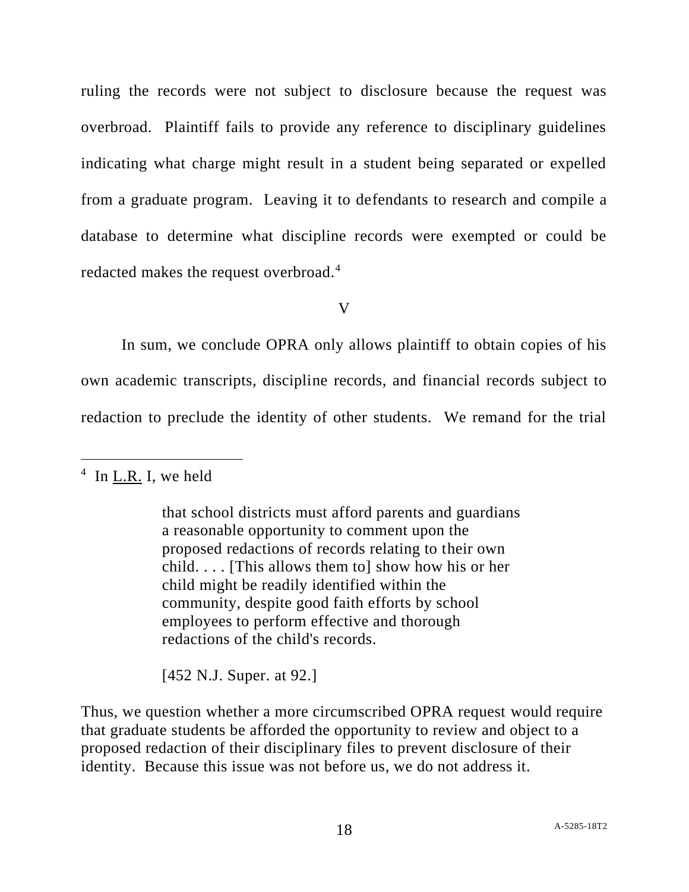ruling the records were not subject to disclosure because the request was overbroad. Plaintiff fails to provide any reference to disciplinary guidelines indicating what charge might result in a student being separated or expelled from a graduate program. Leaving it to defendants to research and compile a database to determine what discipline records were exempted or could be redacted makes the request overbroad.[4]

V

In sum, we conclude OPRA only allows plaintiff to obtain copies of his own academic transcripts, discipline records, and financial records subject to redaction to preclude the identity of other students. We remand for the trial

---

[4] In L.R. I, we held

> that school districts must afford parents and guardians a reasonable opportunity to comment upon the proposed redactions of records relating to their own child. . . . [This allows them to] show how his or her child might be readily identified within the community, despite good faith efforts by school employees to perform effective and thorough redactions of the child's records.
>
> [452 N.J. Super. at 92.]

Thus, we question whether a more circumscribed OPRA request would require that graduate students be afforded the opportunity to review and object to a proposed redaction of their disciplinary files to prevent disclosure of their identity. Because this issue was not before us, we do not address it.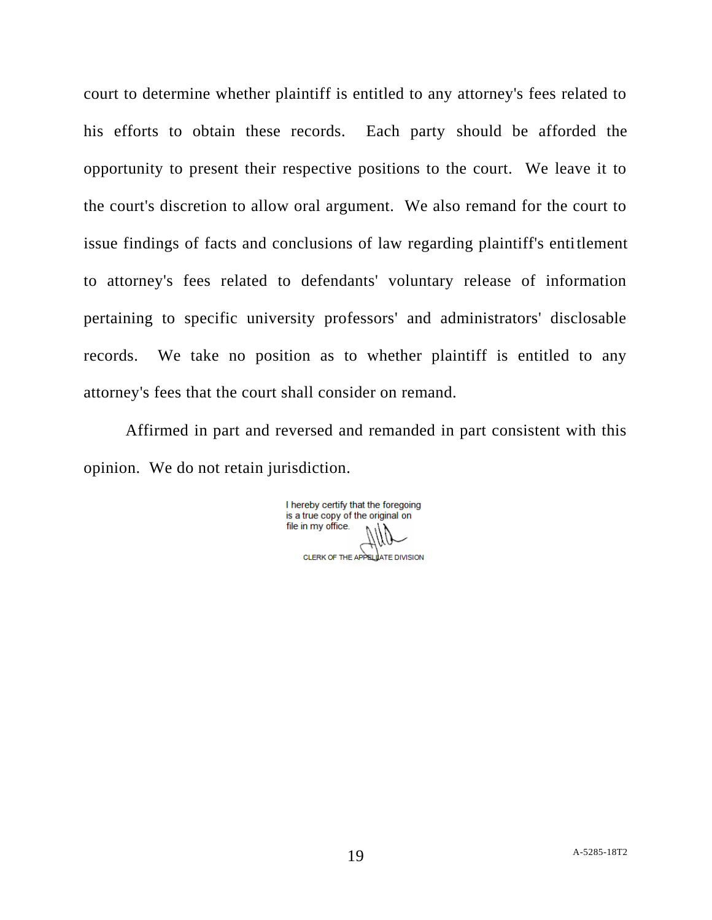court to determine whether plaintiff is entitled to any attorney's fees related to his efforts to obtain these records. Each party should be afforded the opportunity to present their respective positions to the court. We leave it to the court's discretion to allow oral argument. We also remand for the court to issue findings of facts and conclusions of law regarding plaintiff's entitlement to attorney's fees related to defendants' voluntary release of information pertaining to specific university professors' and administrators' disclosable records. We take no position as to whether plaintiff is entitled to any attorney's fees that the court shall consider on remand.

Affirmed in part and reversed and remanded in part consistent with this opinion. We do not retain jurisdiction.

I hereby certify that the foregoing is a true copy of the original on file in my office.

CLERK OF THE APPELLATE DIVISION